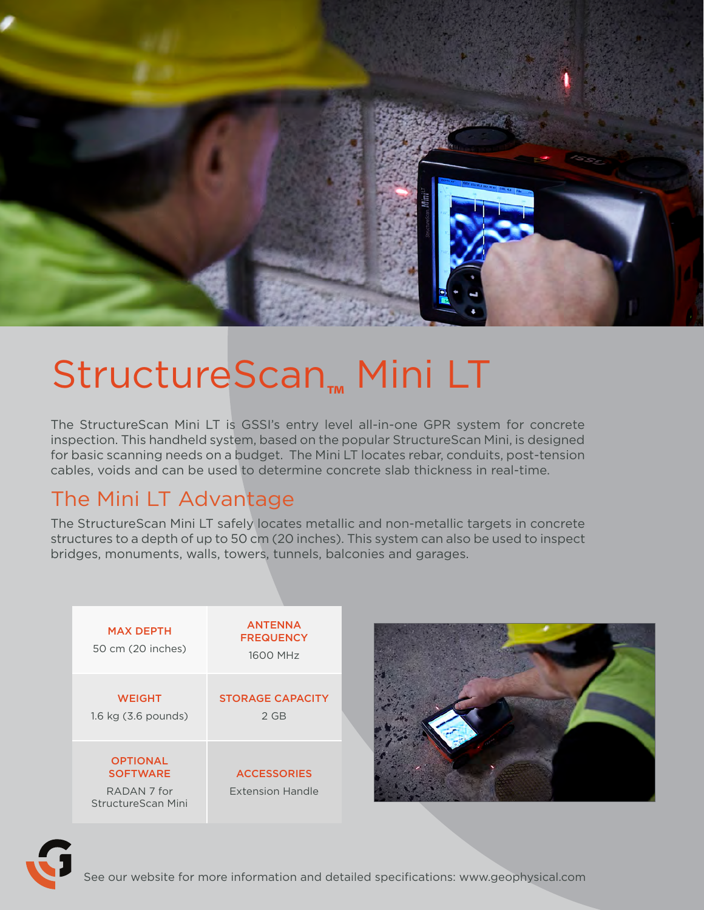# StructureScan™ Mini LT

The StructureScan Mini LT is GSSI's entry level all-in-one GPR system for concrete inspection. This handheld system, based on the popular StructureScan Mini, is designed for basic scanning needs on a budget. The Mini LT locates rebar, conduits, post-tension cables, voids and can be used to determine concrete slab thickness in real-time.

## The Mini LT Advantage

The StructureScan Mini LT safely locates metallic and non-metallic targets in concrete structures to a depth of up to 50 cm (20 inches). This system can also be used to inspect bridges, monuments, walls, towers, tunnels, balconies and garages.

| MAX DEPTH | ANTENNA FREQUENCY |
|---|---|
| 50 cm (20 inches) | 1600 MHz |
| **WEIGHT** | **STORAGE CAPACITY** |
| 1.6 kg (3.6 pounds) | 2 GB |
| **OPTIONAL SOFTWARE** | **ACCESSORIES** |
| RADAN 7 for StructureScan Mini | Extension Handle |

See our website for more information and detailed specifications: www.geophysical.com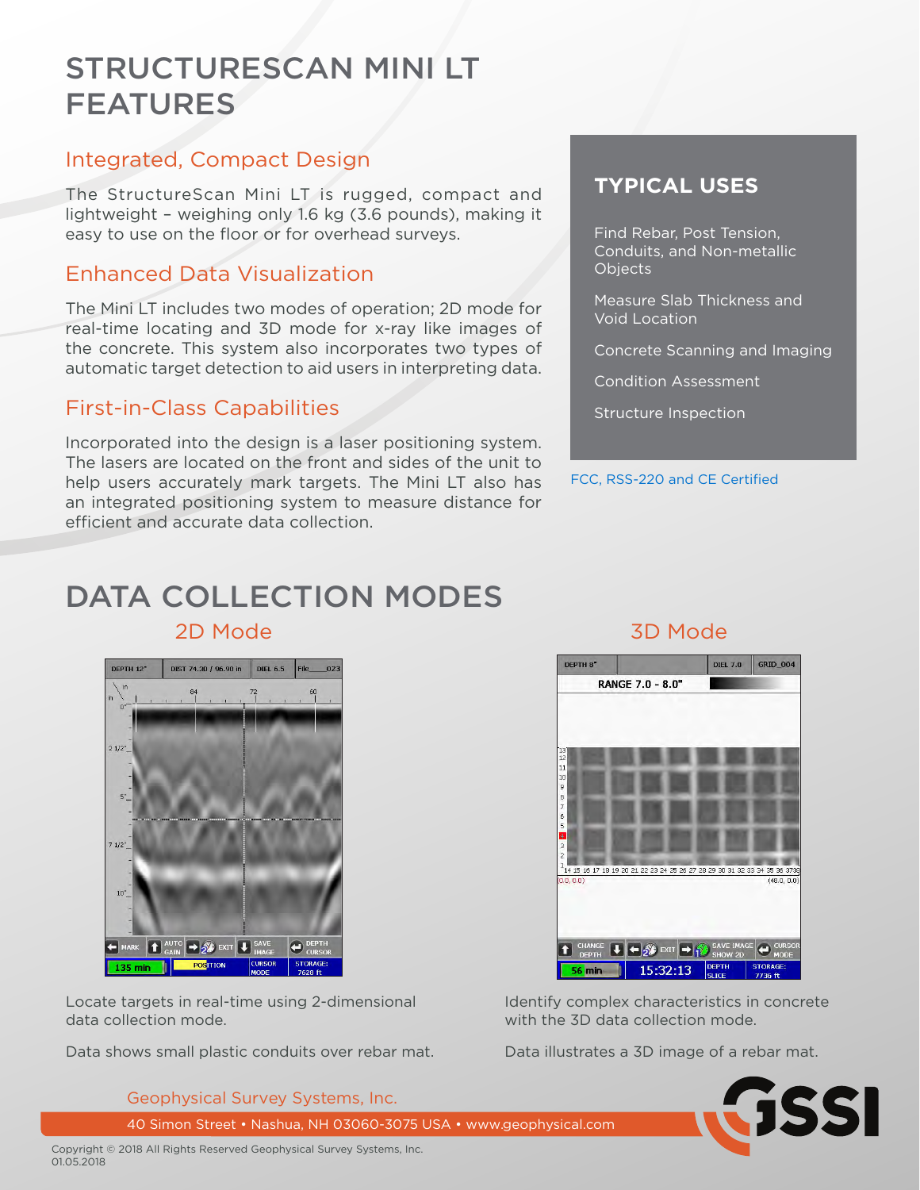# STRUCTURESCAN MINI LT FEATURES

## Integrated, Compact Design

The StructureScan Mini LT is rugged, compact and lightweight – weighing only 1.6 kg (3.6 pounds), making it easy to use on the floor or for overhead surveys.

## Enhanced Data Visualization

The Mini LT includes two modes of operation; 2D mode for real-time locating and 3D mode for x-ray like images of the concrete. This system also incorporates two types of automatic target detection to aid users in interpreting data.

## First-in-Class Capabilities

Incorporated into the design is a laser positioning system. The lasers are located on the front and sides of the unit to help users accurately mark targets. The Mini LT also has an integrated positioning system to measure distance for efficient and accurate data collection.

## TYPICAL USES

- Find Rebar, Post Tension, Conduits, and Non-metallic Objects
- Measure Slab Thickness and Void Location
- Concrete Scanning and Imaging
- Condition Assessment
- Structure Inspection

FCC, RSS-220 and CE Certified

# DATA COLLECTION MODES

## 2D Mode

Locate targets in real-time using 2-dimensional data collection mode.

Data shows small plastic conduits over rebar mat.

## 3D Mode

Identify complex characteristics in concrete with the 3D data collection mode.

Data illustrates a 3D image of a rebar mat.

Geophysical Survey Systems, Inc.

40 Simon Street • Nashua, NH 03060-3075 USA • www.geophysical.com

Copyright © 2018 All Rights Reserved Geophysical Survey Systems, Inc.
01.05.2018